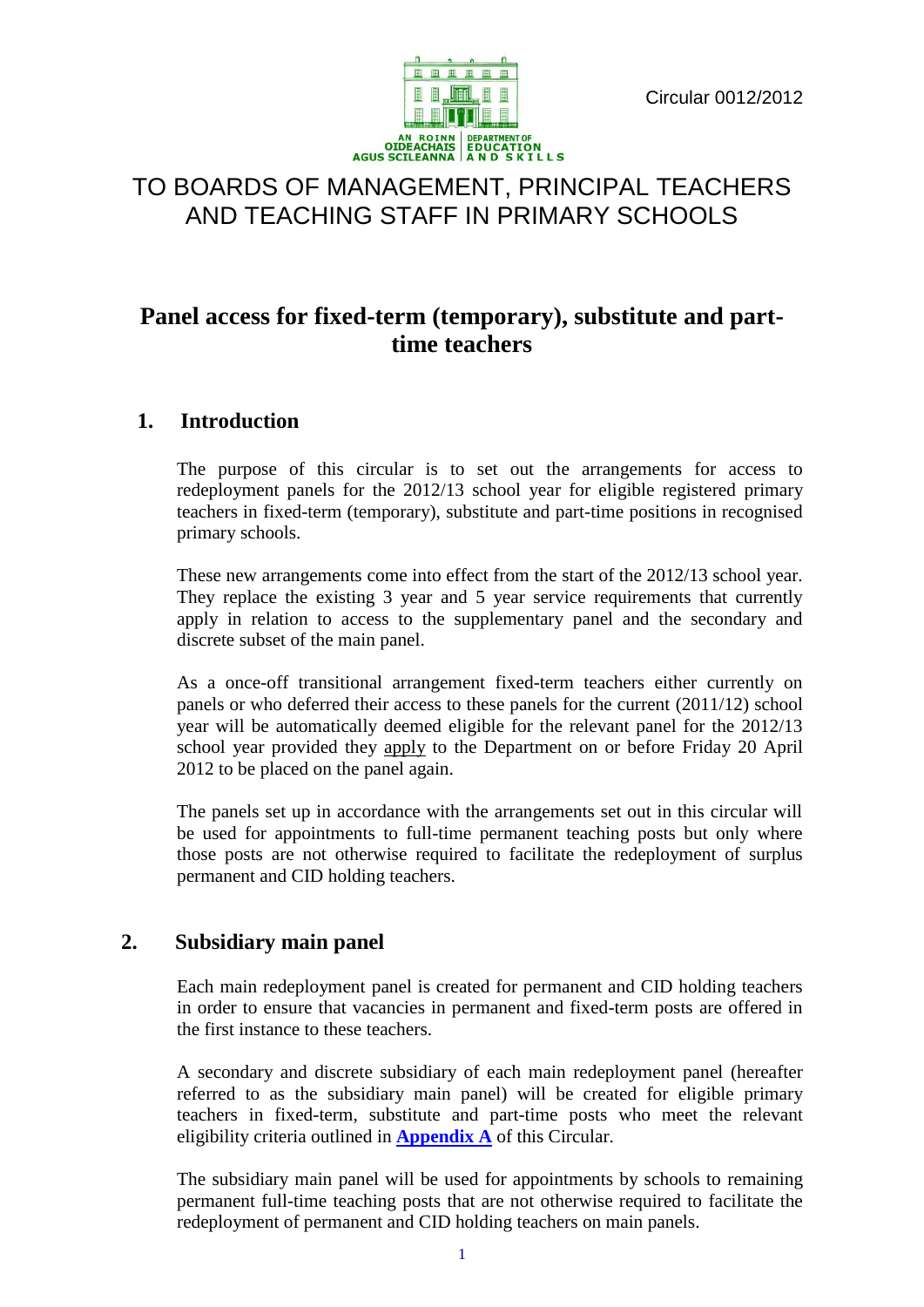Circular 0012/2012

TO BOARDS OF MANAGEMENT, PRINCIPAL TEACHERS AND TEACHING STAFF IN PRIMARY SCHOOLS

# Panel access for fixed-term (temporary), substitute and part-time teachers

## 1. Introduction

The purpose of this circular is to set out the arrangements for access to redeployment panels for the 2012/13 school year for eligible registered primary teachers in fixed-term (temporary), substitute and part-time positions in recognised primary schools.

These new arrangements come into effect from the start of the 2012/13 school year. They replace the existing 3 year and 5 year service requirements that currently apply in relation to access to the supplementary panel and the secondary and discrete subset of the main panel.

As a once-off transitional arrangement fixed-term teachers either currently on panels or who deferred their access to these panels for the current (2011/12) school year will be automatically deemed eligible for the relevant panel for the 2012/13 school year provided they apply to the Department on or before Friday 20 April 2012 to be placed on the panel again.

The panels set up in accordance with the arrangements set out in this circular will be used for appointments to full-time permanent teaching posts but only where those posts are not otherwise required to facilitate the redeployment of surplus permanent and CID holding teachers.

## 2. Subsidiary main panel

Each main redeployment panel is created for permanent and CID holding teachers in order to ensure that vacancies in permanent and fixed-term posts are offered in the first instance to these teachers.

A secondary and discrete subsidiary of each main redeployment panel (hereafter referred to as the subsidiary main panel) will be created for eligible primary teachers in fixed-term, substitute and part-time posts who meet the relevant eligibility criteria outlined in **Appendix A** of this Circular.

The subsidiary main panel will be used for appointments by schools to remaining permanent full-time teaching posts that are not otherwise required to facilitate the redeployment of permanent and CID holding teachers on main panels.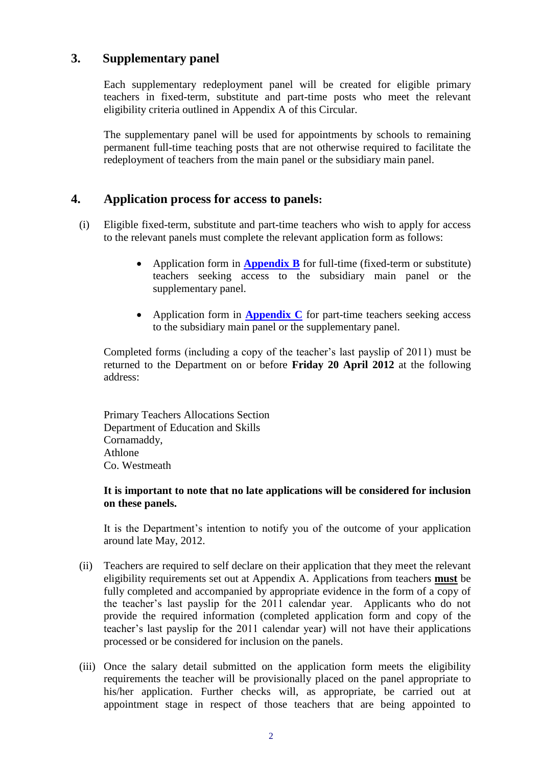## 3. Supplementary panel

Each supplementary redeployment panel will be created for eligible primary teachers in fixed-term, substitute and part-time posts who meet the relevant eligibility criteria outlined in Appendix A of this Circular.

The supplementary panel will be used for appointments by schools to remaining permanent full-time teaching posts that are not otherwise required to facilitate the redeployment of teachers from the main panel or the subsidiary main panel.

## 4. Application process for access to panels:

(i) Eligible fixed-term, substitute and part-time teachers who wish to apply for access to the relevant panels must complete the relevant application form as follows:

- Application form in **Appendix B** for full-time (fixed-term or substitute) teachers seeking access to the subsidiary main panel or the supplementary panel.
- Application form in **Appendix C** for part-time teachers seeking access to the subsidiary main panel or the supplementary panel.

Completed forms (including a copy of the teacher's last payslip of 2011) must be returned to the Department on or before **Friday 20 April 2012** at the following address:

Primary Teachers Allocations Section
Department of Education and Skills
Cornamaddy,
Athlone
Co. Westmeath

**It is important to note that no late applications will be considered for inclusion on these panels.**

It is the Department's intention to notify you of the outcome of your application around late May, 2012.

(ii) Teachers are required to self declare on their application that they meet the relevant eligibility requirements set out at Appendix A. Applications from teachers **must** be fully completed and accompanied by appropriate evidence in the form of a copy of the teacher's last payslip for the 2011 calendar year. Applicants who do not provide the required information (completed application form and copy of the teacher's last payslip for the 2011 calendar year) will not have their applications processed or be considered for inclusion on the panels.

(iii) Once the salary detail submitted on the application form meets the eligibility requirements the teacher will be provisionally placed on the panel appropriate to his/her application. Further checks will, as appropriate, be carried out at appointment stage in respect of those teachers that are being appointed to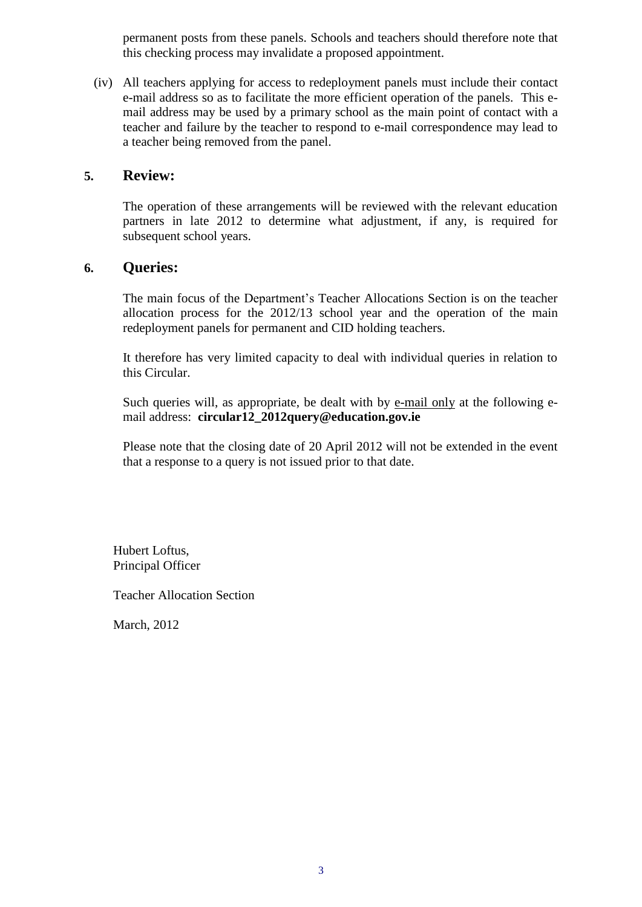permanent posts from these panels. Schools and teachers should therefore note that this checking process may invalidate a proposed appointment.

(iv) All teachers applying for access to redeployment panels must include their contact e-mail address so as to facilitate the more efficient operation of the panels. This e-mail address may be used by a primary school as the main point of contact with a teacher and failure by the teacher to respond to e-mail correspondence may lead to a teacher being removed from the panel.

## 5. Review:

The operation of these arrangements will be reviewed with the relevant education partners in late 2012 to determine what adjustment, if any, is required for subsequent school years.

## 6. Queries:

The main focus of the Department's Teacher Allocations Section is on the teacher allocation process for the 2012/13 school year and the operation of the main redeployment panels for permanent and CID holding teachers.

It therefore has very limited capacity to deal with individual queries in relation to this Circular.

Such queries will, as appropriate, be dealt with by e-mail only at the following e-mail address: **circular12_2012query@education.gov.ie**

Please note that the closing date of 20 April 2012 will not be extended in the event that a response to a query is not issued prior to that date.

Hubert Loftus,
Principal Officer

Teacher Allocation Section

March, 2012